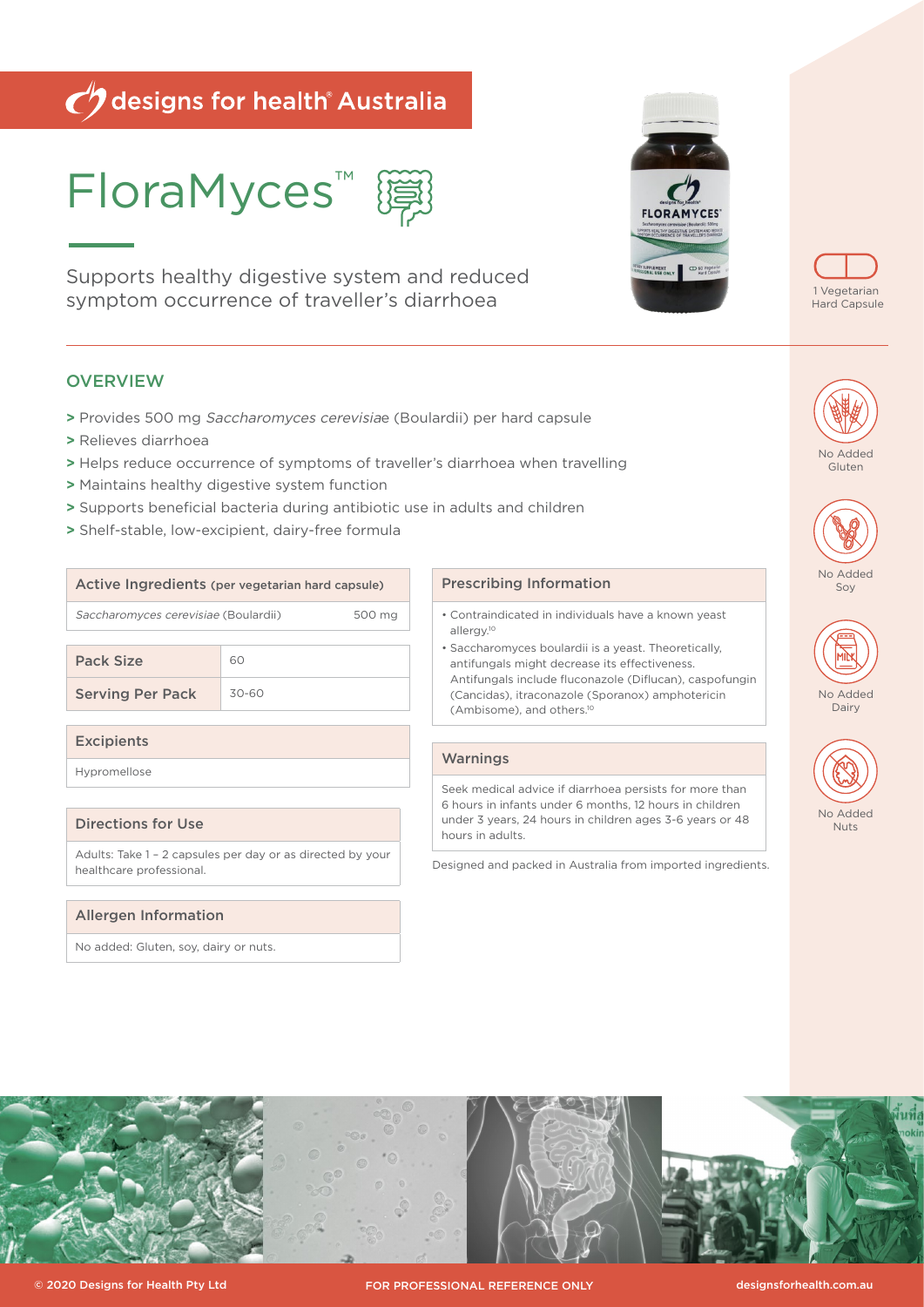# designs for health® Australia

# FloraMyces™

Supports healthy digestive system and reduced symptom occurrence of traveller's diarrhoea

1 Vegetarian Hard Capsule

No Added Gluten

No Added Soy

No Added Dairy

No Added Nuts

## OVERVIEW

- > Provides 500 mg *Saccharomyces cerevisiae* (Boulardii) per hard capsule
- > Relieves diarrhoea
- > Helps reduce occurrence of symptoms of traveller's diarrhoea when travelling
- > Maintains healthy digestive system function
- > Supports beneficial bacteria during antibiotic use in adults and children
- > Shelf-stable, low-excipient, dairy-free formula

| Active Ingredients (per vegetarian hard capsule) | |
|---|---|
| *Saccharomyces cerevisiae* (Boulardii) | 500 mg |

| Pack Size | 60 |
|---|---|
| Serving Per Pack | 30-60 |

### Excipients

Hypromellose

### Directions for Use

Adults: Take 1 – 2 capsules per day or as directed by your healthcare professional.

### Allergen Information

No added: Gluten, soy, dairy or nuts.

### Prescribing Information

- Contraindicated in individuals have a known yeast allergy.[10]
- Saccharomyces boulardii is a yeast. Theoretically, antifungals might decrease its effectiveness. Antifungals include fluconazole (Diflucan), caspofungin (Cancidas), itraconazole (Sporanox) amphotericin (Ambisome), and others.[10]

### Warnings

Seek medical advice if diarrhoea persists for more than 6 hours in infants under 6 months, 12 hours in children under 3 years, 24 hours in children ages 3-6 years or 48 hours in adults.

Designed and packed in Australia from imported ingredients.

© 2020 Designs for Health Pty Ltd FOR PROFESSIONAL REFERENCE ONLY designsforhealth.com.au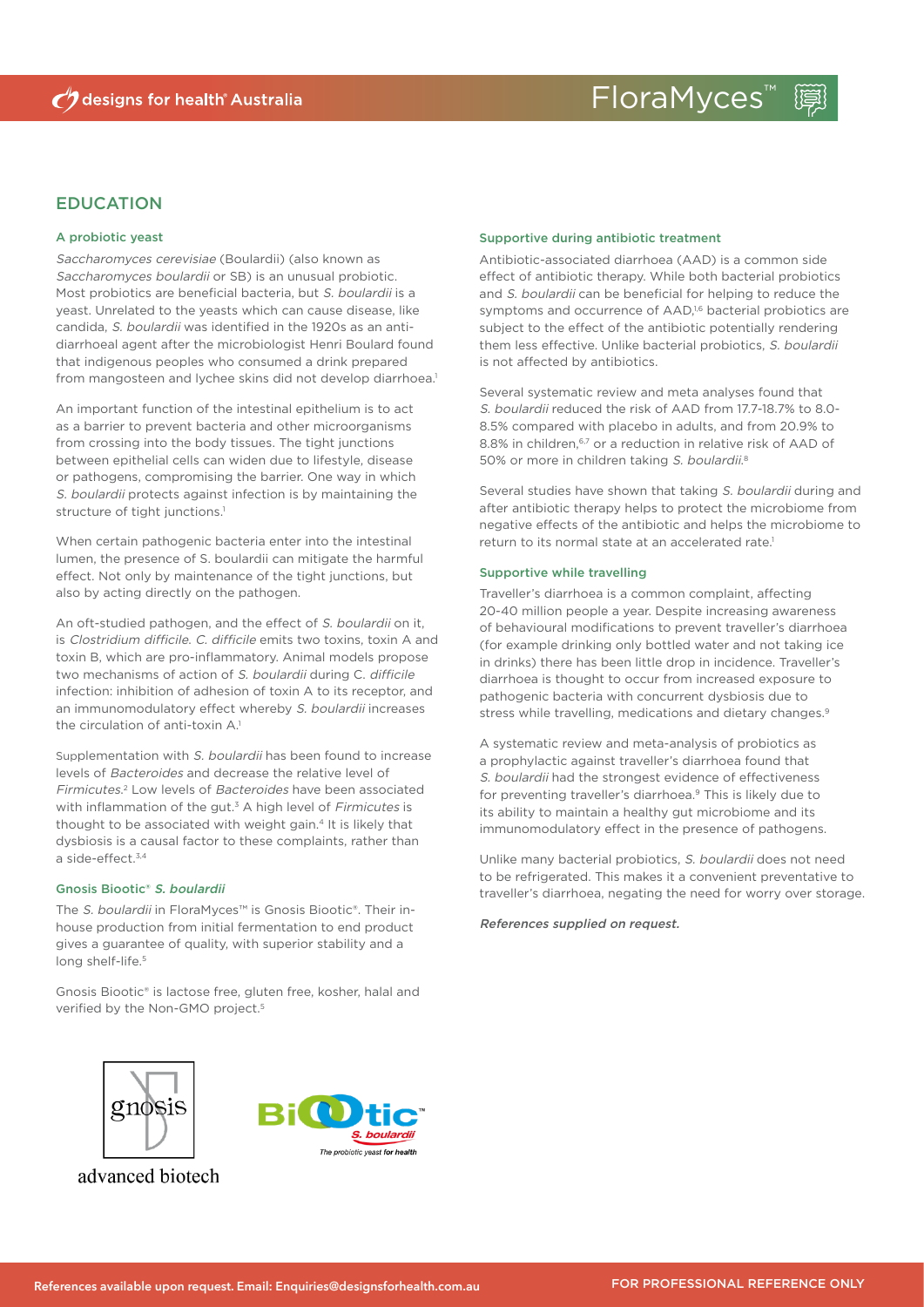## EDUCATION

### A probiotic yeast

*Saccharomyces cerevisiae* (Boulardii) (also known as *Saccharomyces boulardii* or SB) is an unusual probiotic. Most probiotics are beneficial bacteria, but *S. boulardii* is a yeast. Unrelated to the yeasts which can cause disease, like candida, *S. boulardii* was identified in the 1920s as an anti-diarrhoeal agent after the microbiologist Henri Boulard found that indigenous peoples who consumed a drink prepared from mangosteen and lychee skins did not develop diarrhoea.[1]

An important function of the intestinal epithelium is to act as a barrier to prevent bacteria and other microorganisms from crossing into the body tissues. The tight junctions between epithelial cells can widen due to lifestyle, disease or pathogens, compromising the barrier. One way in which *S. boulardii* protects against infection is by maintaining the structure of tight junctions.[1]

When certain pathogenic bacteria enter into the intestinal lumen, the presence of S. boulardii can mitigate the harmful effect. Not only by maintenance of the tight junctions, but also by acting directly on the pathogen.

An oft-studied pathogen, and the effect of *S. boulardii* on it, is *Clostridium difficile*. *C. difficile* emits two toxins, toxin A and toxin B, which are pro-inflammatory. Animal models propose two mechanisms of action of *S. boulardii* during C. *difficile* infection: inhibition of adhesion of toxin A to its receptor, and an immunomodulatory effect whereby *S. boulardii* increases the circulation of anti-toxin A.[1]

Supplementation with *S. boulardii* has been found to increase levels of *Bacteroides* and decrease the relative level of *Firmicutes*.[2] Low levels of *Bacteroides* have been associated with inflammation of the gut.[3] A high level of *Firmicutes* is thought to be associated with weight gain.[4] It is likely that dysbiosis is a causal factor to these complaints, rather than a side-effect.[3,4]

### Gnosis Biotic® *S. boulardii*

The *S. boulardii* in FloraMyces™ is Gnosis Biotic®. Their in-house production from initial fermentation to end product gives a guarantee of quality, with superior stability and a long shelf-life.[5]

Gnosis Biotic® is lactose free, gluten free, kosher, halal and verified by the Non-GMO project.[5]

### Supportive during antibiotic treatment

Antibiotic-associated diarrhoea (AAD) is a common side effect of antibiotic therapy. While both bacterial probiotics and *S. boulardii* can be beneficial for helping to reduce the symptoms and occurrence of AAD,[1,6] bacterial probiotics are subject to the effect of the antibiotic potentially rendering them less effective. Unlike bacterial probiotics, *S. boulardii* is not affected by antibiotics.

Several systematic review and meta analyses found that *S. boulardii* reduced the risk of AAD from 17.7-18.7% to 8.0-8.5% compared with placebo in adults, and from 20.9% to 8.8% in children,[6,7] or a reduction in relative risk of AAD of 50% or more in children taking *S. boulardii*.[8]

Several studies have shown that taking *S. boulardii* during and after antibiotic therapy helps to protect the microbiome from negative effects of the antibiotic and helps the microbiome to return to its normal state at an accelerated rate.[1]

### Supportive while travelling

Traveller's diarrhoea is a common complaint, affecting 20-40 million people a year. Despite increasing awareness of behavioural modifications to prevent traveller's diarrhoea (for example drinking only bottled water and not taking ice in drinks) there has been little drop in incidence. Traveller's diarrhoea is thought to occur from increased exposure to pathogenic bacteria with concurrent dysbiosis due to stress while travelling, medications and dietary changes.[9]

A systematic review and meta-analysis of probiotics as a prophylactic against traveller's diarrhoea found that *S. boulardii* had the strongest evidence of effectiveness for preventing traveller's diarrhoea.[9] This is likely due to its ability to maintain a healthy gut microbiome and its immunomodulatory effect in the presence of pathogens.

Unlike many bacterial probiotics, *S. boulardii* does not need to be refrigerated. This makes it a convenient preventative to traveller's diarrhoea, negating the need for worry over storage.

*References supplied on request.*

gnosis
advanced biotech

BiOtic™ *S. boulardii*
The probiotic yeast for health

References available upon request. Email: Enquiries@designsforhealth.com.au

FOR PROFESSIONAL REFERENCE ONLY